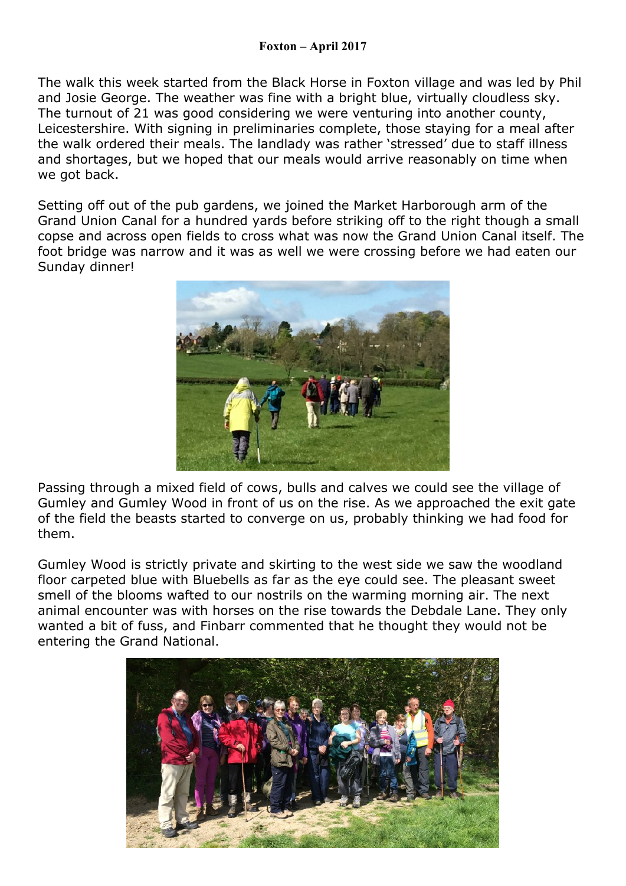**Foxton – April 2017**

The walk this week started from the Black Horse in Foxton village and was led by Phil and Josie George. The weather was fine with a bright blue, virtually cloudless sky. The turnout of 21 was good considering we were venturing into another county, Leicestershire. With signing in preliminaries complete, those staying for a meal after the walk ordered their meals. The landlady was rather 'stressed' due to staff illness and shortages, but we hoped that our meals would arrive reasonably on time when we got back.

Setting off out of the pub gardens, we joined the Market Harborough arm of the Grand Union Canal for a hundred yards before striking off to the right though a small copse and across open fields to cross what was now the Grand Union Canal itself. The foot bridge was narrow and it was as well we were crossing before we had eaten our Sunday dinner!

Passing through a mixed field of cows, bulls and calves we could see the village of Gumley and Gumley Wood in front of us on the rise. As we approached the exit gate of the field the beasts started to converge on us, probably thinking we had food for them.

Gumley Wood is strictly private and skirting to the west side we saw the woodland floor carpeted blue with Bluebells as far as the eye could see. The pleasant sweet smell of the blooms wafted to our nostrils on the warming morning air. The next animal encounter was with horses on the rise towards the Debdale Lane. They only wanted a bit of fuss, and Finbarr commented that he thought they would not be entering the Grand National.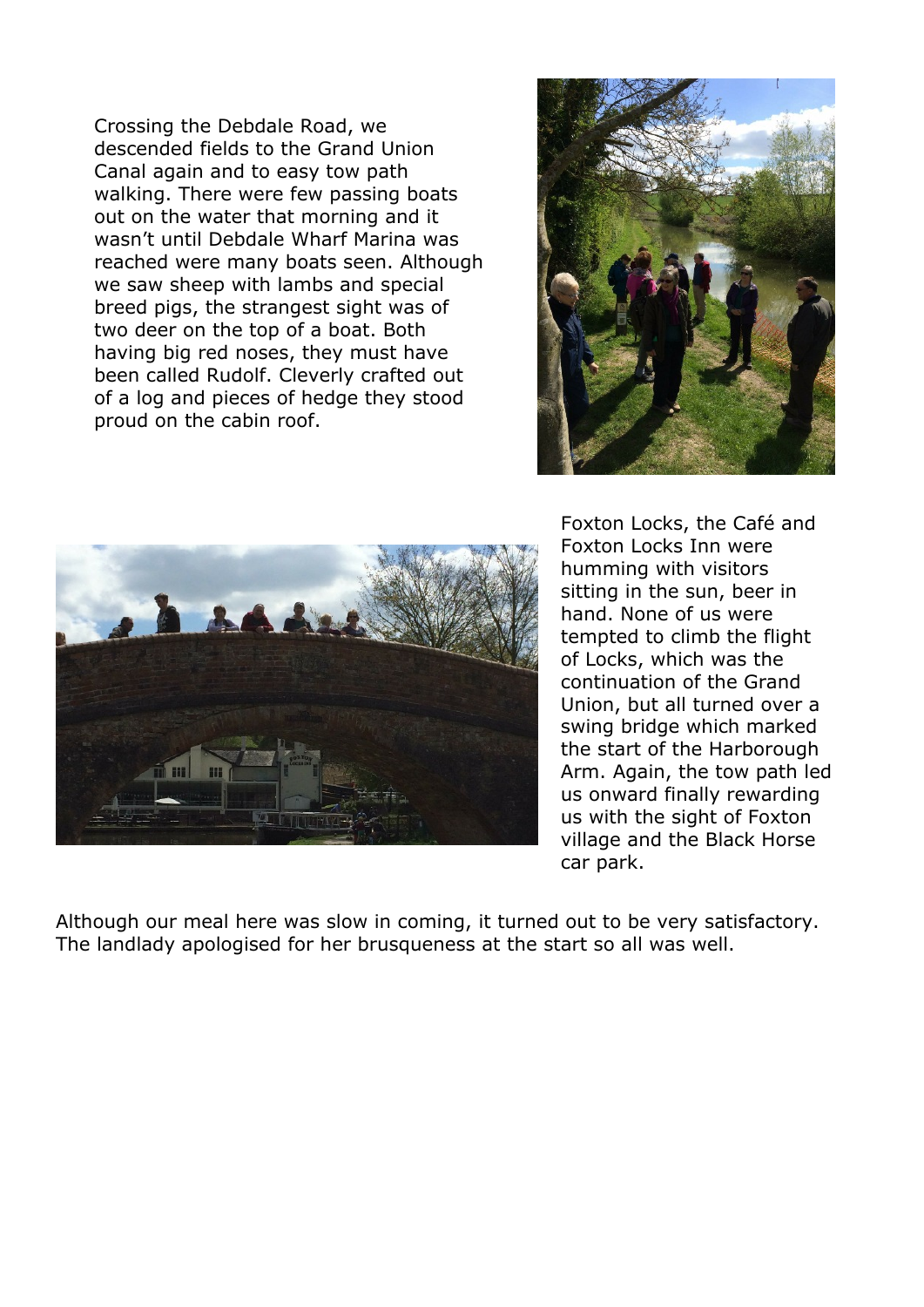Crossing the Debdale Road, we descended fields to the Grand Union Canal again and to easy tow path walking. There were few passing boats out on the water that morning and it wasn't until Debdale Wharf Marina was reached were many boats seen. Although we saw sheep with lambs and special breed pigs, the strangest sight was of two deer on the top of a boat. Both having big red noses, they must have been called Rudolf. Cleverly crafted out of a log and pieces of hedge they stood proud on the cabin roof.

Foxton Locks, the Café and Foxton Locks Inn were humming with visitors sitting in the sun, beer in hand. None of us were tempted to climb the flight of Locks, which was the continuation of the Grand Union, but all turned over a swing bridge which marked the start of the Harborough Arm. Again, the tow path led us onward finally rewarding us with the sight of Foxton village and the Black Horse car park.

Although our meal here was slow in coming, it turned out to be very satisfactory. The landlady apologised for her brusqueness at the start so all was well.